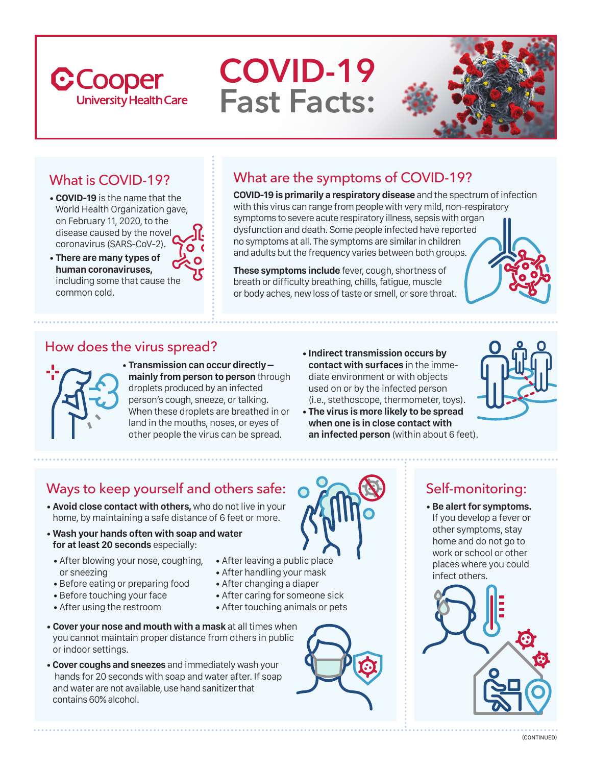Cooper University Health Care

# COVID-19 Fast Facts:

## What is COVID-19?

- **COVID-19** is the name that the World Health Organization gave, on February 11, 2020, to the disease caused by the novel coronavirus (SARS-CoV-2).
- **There are many types of human coronaviruses,** including some that cause the common cold.

## What are the symptoms of COVID-19?

**COVID-19 is primarily a respiratory disease** and the spectrum of infection with this virus can range from people with very mild, non-respiratory symptoms to severe acute respiratory illness, sepsis with organ dysfunction and death. Some people infected have reported no symptoms at all. The symptoms are similar in children and adults but the frequency varies between both groups.

**These symptoms include** fever, cough, shortness of breath or difficulty breathing, chills, fatigue, muscle or body aches, new loss of taste or smell, or sore throat.

## How does the virus spread?

- **Transmission can occur directly — mainly from person to person** through droplets produced by an infected person's cough, sneeze, or talking. When these droplets are breathed in or land in the mouths, noses, or eyes of other people the virus can be spread.
- **Indirect transmission occurs by contact with surfaces** in the immediate environment or with objects used on or by the infected person (i.e., stethoscope, thermometer, toys).
- **The virus is more likely to be spread when one is in close contact with an infected person** (within about 6 feet).

## Ways to keep yourself and others safe:

- **Avoid close contact with others,** who do not live in your home, by maintaining a safe distance of 6 feet or more.
- **Wash your hands often with soap and water for at least 20 seconds** especially:
  - After blowing your nose, coughing, or sneezing
  - Before eating or preparing food
  - Before touching your face
  - After using the restroom
  - After leaving a public place
  - After handling your mask
  - After changing a diaper
  - After caring for someone sick
  - After touching animals or pets
- **Cover your nose and mouth with a mask** at all times when you cannot maintain proper distance from others in public or indoor settings.
- **Cover coughs and sneezes** and immediately wash your hands for 20 seconds with soap and water after. If soap and water are not available, use hand sanitizer that contains 60% alcohol.

## Self-monitoring:

- **Be alert for symptoms.** If you develop a fever or other symptoms, stay home and do not go to work or school or other places where you could infect others.

(CONTINUED)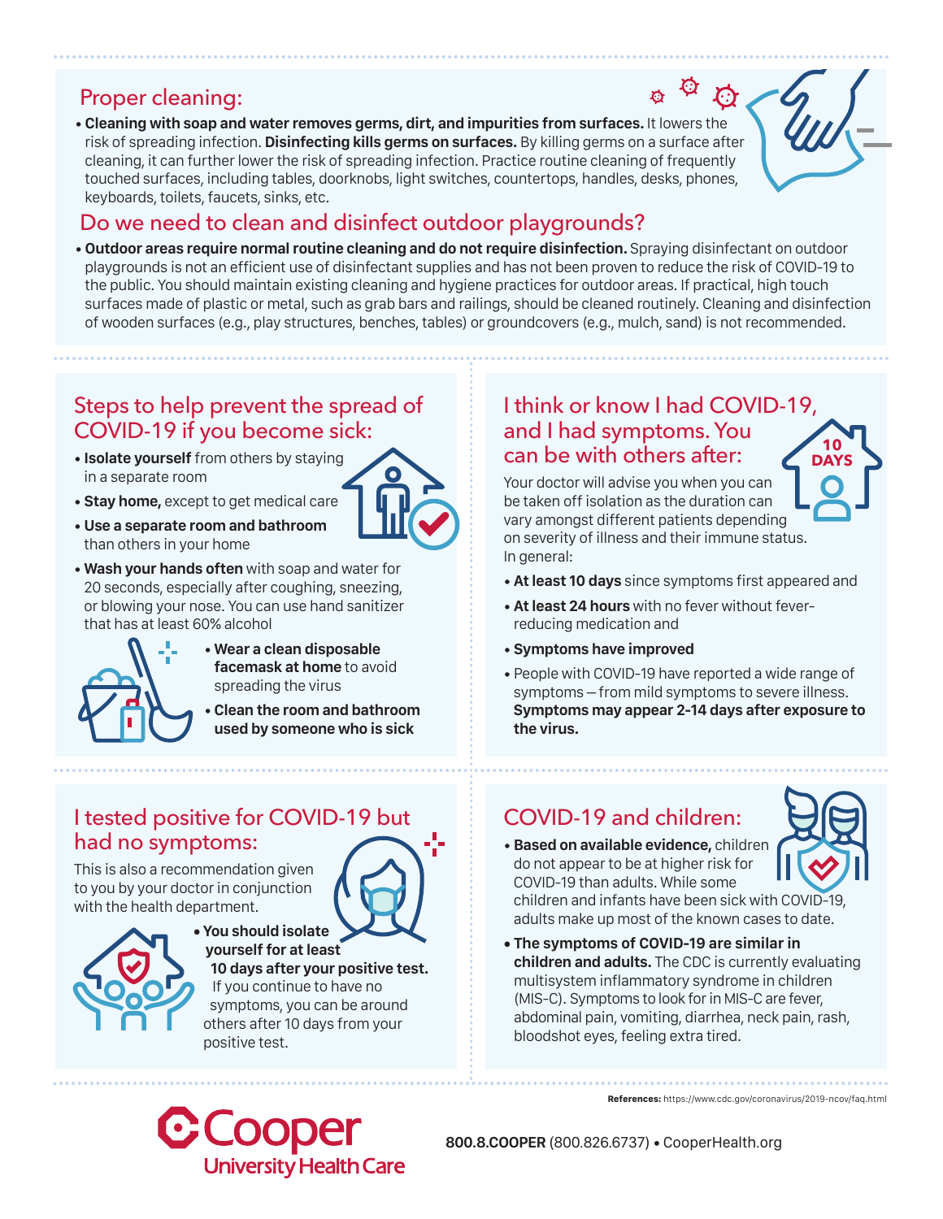## Proper cleaning:

- **Cleaning with soap and water removes germs, dirt, and impurities from surfaces.** It lowers the risk of spreading infection. **Disinfecting kills germs on surfaces.** By killing germs on a surface after cleaning, it can further lower the risk of spreading infection. Practice routine cleaning of frequently touched surfaces, including tables, doorknobs, light switches, countertops, handles, desks, phones, keyboards, toilets, faucets, sinks, etc.

## Do we need to clean and disinfect outdoor playgrounds?

- **Outdoor areas require normal routine cleaning and do not require disinfection.** Spraying disinfectant on outdoor playgrounds is not an efficient use of disinfectant supplies and has not been proven to reduce the risk of COVID-19 to the public. You should maintain existing cleaning and hygiene practices for outdoor areas. If practical, high touch surfaces made of plastic or metal, such as grab bars and railings, should be cleaned routinely. Cleaning and disinfection of wooden surfaces (e.g., play structures, benches, tables) or groundcovers (e.g., mulch, sand) is not recommended.

## Steps to help prevent the spread of COVID-19 if you become sick:

- **Isolate yourself** from others by staying in a separate room
- **Stay home,** except to get medical care
- **Use a separate room and bathroom** than others in your home
- **Wash your hands often** with soap and water for 20 seconds, especially after coughing, sneezing, or blowing your nose. You can use hand sanitizer that has at least 60% alcohol
- **Wear a clean disposable facemask at home** to avoid spreading the virus
- **Clean the room and bathroom used by someone who is sick**

## I think or know I had COVID-19, and I had symptoms. You can be with others after:

10 DAYS

Your doctor will advise you when you can be taken off isolation as the duration can vary amongst different patients depending on severity of illness and their immune status. In general:

- **At least 10 days** since symptoms first appeared and
- **At least 24 hours** with no fever without fever-reducing medication and
- **Symptoms have improved**
- People with COVID-19 have reported a wide range of symptoms — from mild symptoms to severe illness. **Symptoms may appear 2-14 days after exposure to the virus.**

## I tested positive for COVID-19 but had no symptoms:

This is also a recommendation given to you by your doctor in conjunction with the health department.

- **You should isolate yourself for at least 10 days after your positive test.** If you continue to have no symptoms, you can be around others after 10 days from your positive test.

## COVID-19 and children:

- **Based on available evidence,** children do not appear to be at higher risk for COVID-19 than adults. While some children and infants have been sick with COVID-19, adults make up most of the known cases to date.
- **The symptoms of COVID-19 are similar in children and adults.** The CDC is currently evaluating multisystem inflammatory syndrome in children (MIS-C). Symptoms to look for in MIS-C are fever, abdominal pain, vomiting, diarrhea, neck pain, rash, bloodshot eyes, feeling extra tired.

**References:** https://www.cdc.gov/coronavirus/2019-ncov/faq.html

Cooper University Health Care

**800.8.COOPER** (800.826.6737) • CooperHealth.org